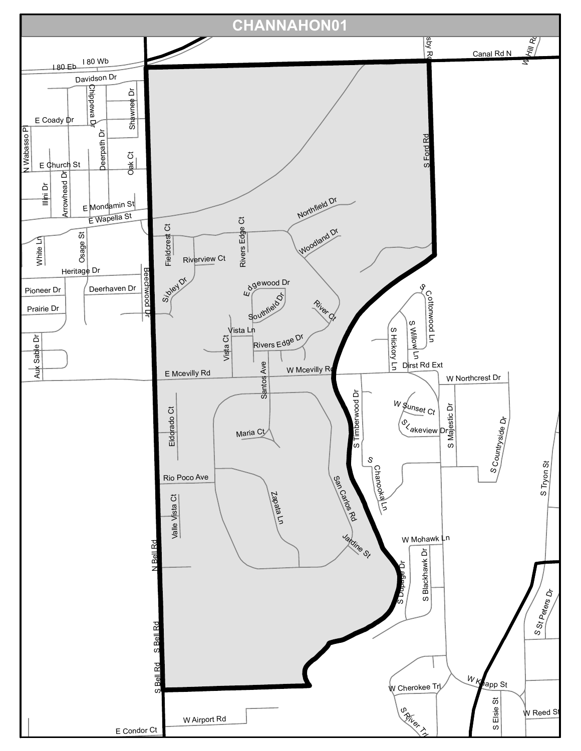# CHANNAHON01

I 80 Eb
I 80 Wb
Canal Rd N
W Hill Rd
Davidson Dr
Chippewa Dr
Shawnee Dr
E Coady Dr
N Wabasso Pl
Deerpath Dr
E Church St
Oak Ct
Illini Dr
Arrowhead Dr
E Mondamin St
E Wapella St
S Ford Rd
Northfield Dr
Woodland Dr
Fieldcrest Ct
Rivers Edge Ct
White Ln
Osage St
Riverview Ct
Heritage Dr
Beechwood Dr
Pioneer Dr
Deerhaven Dr
Sibley Dr
Edgewood Dr
Southfield Dr
Prairie Dr
River Ct
S Cottonwood Ln
S Willow Ln
S Hickory Ln
Vista Ln
Vista Ct
Rivers Edge Dr
Aux Sable Dr
E Mcevilly Rd
W Mcevilly Rd
Dirst Rd Ext
W Northcrest Dr
Santos Ave
S Timberwood Dr
W Sunset Ct
S Lakeview Dr
S Majestic Dr
S Countryside Dr
Eldorado Ct
Maria Ct
S Chanooka Ln
Rio Poco Ave
San Carlos Rd
S Tryon St
Zapata Ln
Valle Vista Ct
Jardine St
W Mohawk Ln
N Bell Rd
S Dupage Dr
S Blackhawk Dr
S St Peters Dr
S Bell Rd
W Knapp St
W Cherokee Trl
S River Trl
S Elsie St
W Reed St
W Airport Rd
E Condor Ct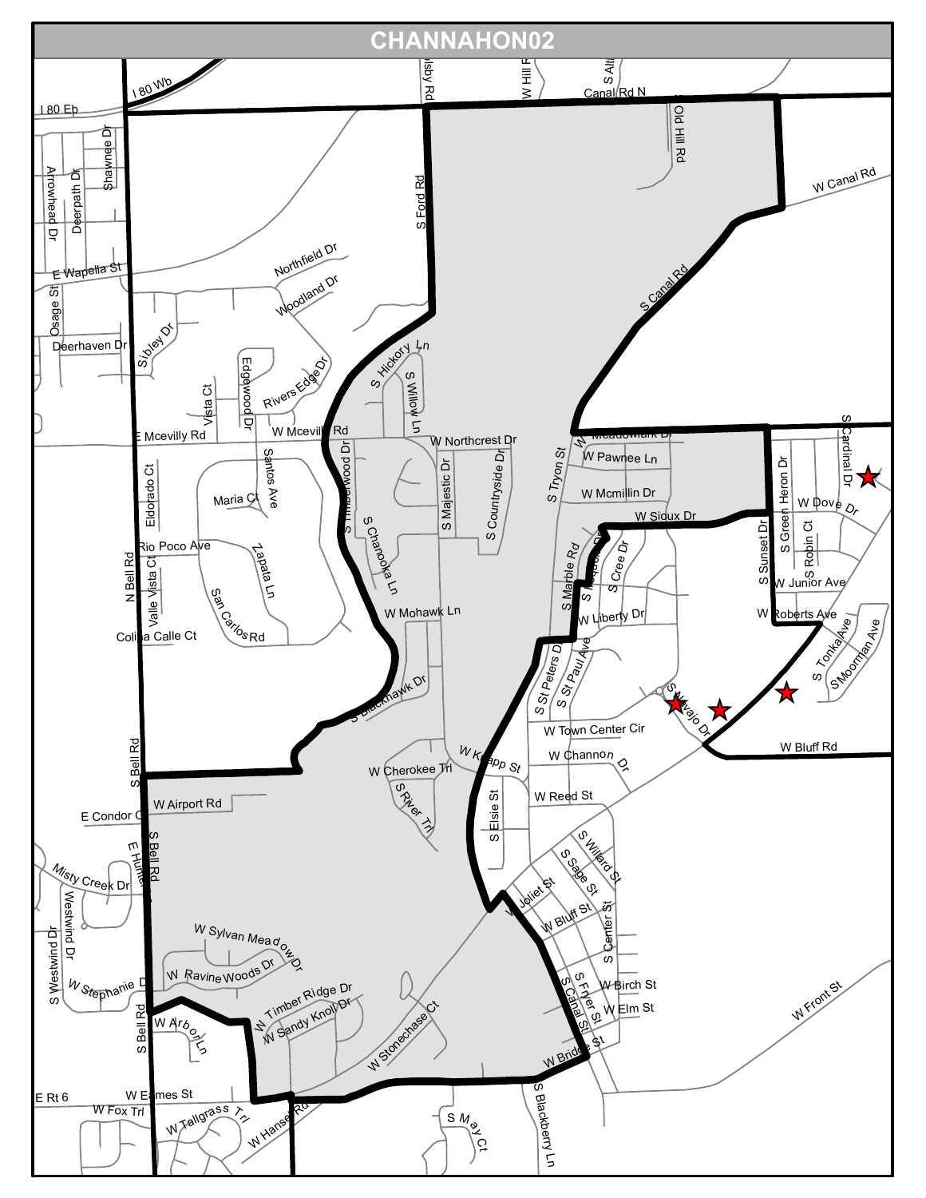# CHANNAHON02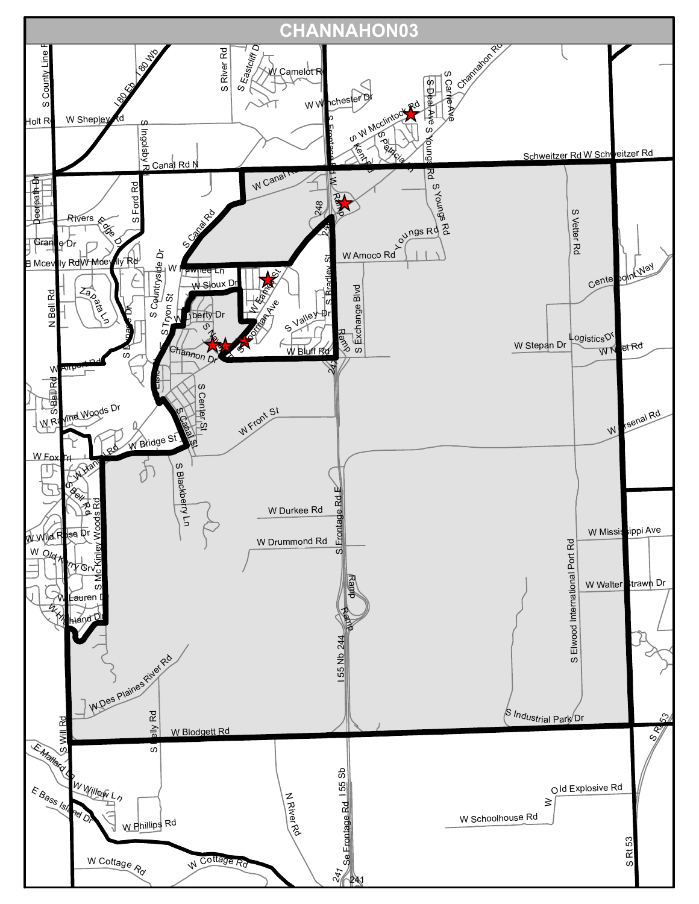# CHANNAHON03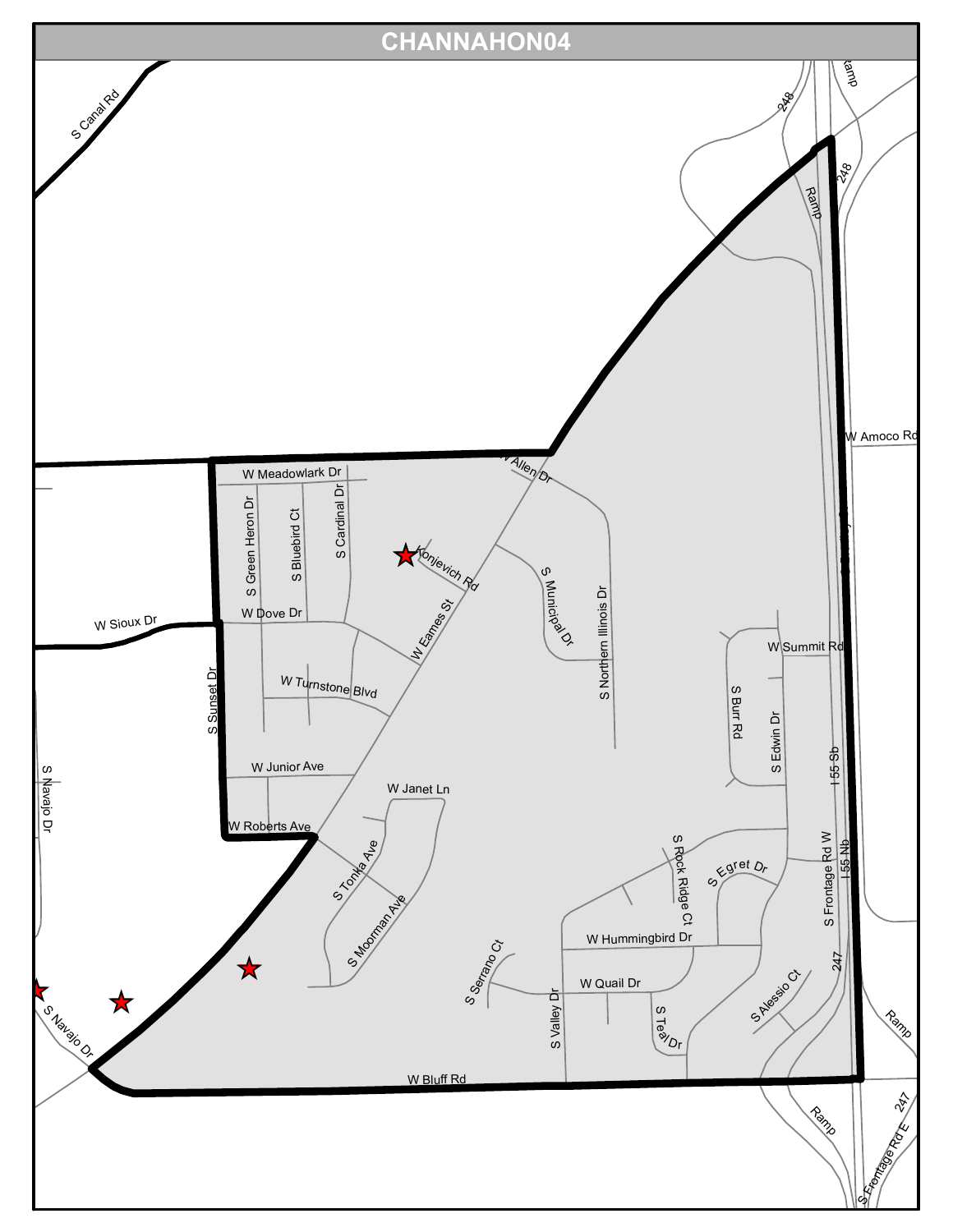# CHANNAHON04

S Canal Rd

248

Ramp

Ramp

248

W Amoco Rd

W Meadowlark Dr

W Allen Dr

S Green Heron Dr

S Bluebird Ct

S Cardinal Dr

Konjevich Rd

S Municipal Dr

S Northern Illinois Dr

W Sioux Dr

W Dove Dr

W Eames St

W Summit Rd

W Turnstone Blvd

S Burr Rd

S Edwin Dr

S Sunset Dr

I 55 Sb

W Junior Ave

S Navajo Dr

W Janet Ln

W Roberts Ave

S Rock Ridge Ct

S Frontage Rd W

I 55 Nb

S Tonka Ave

S Egret Dr

S Moorman Ave

W Hummingbird Dr

S Serrano Ct

W Quail Dr

247

S Alessio Ct

S Valley Dr

S Teal Dr

S Navajo Dr

Ramp

W Bluff Rd

Ramp

247

S Frontage Rd E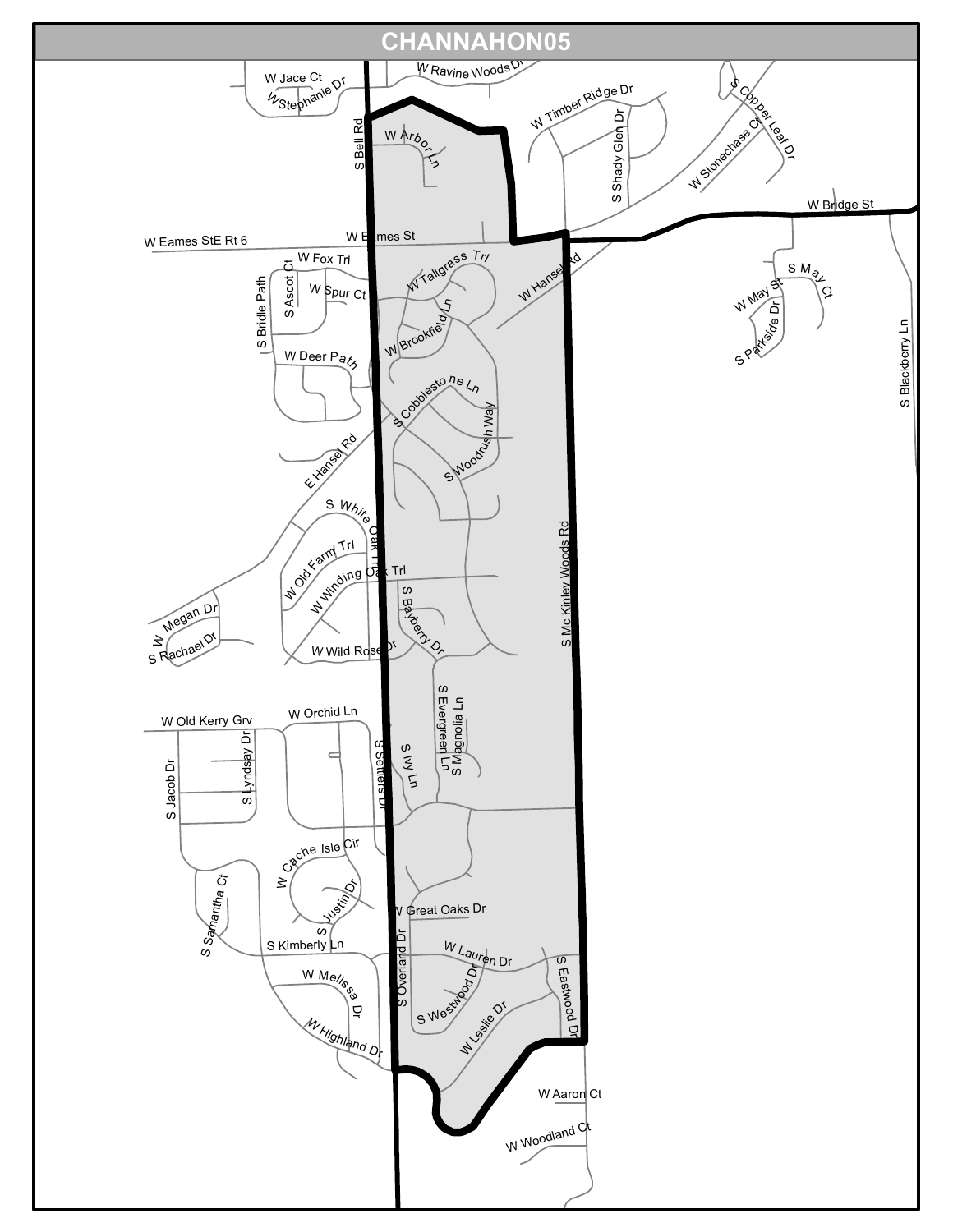# CHANNAHON05

W Jace Ct
W Stephanie Dr
W Ravine Woods Dr
S Bell Rd
W Arbor Ln
W Timber Ridge Dr
S Shady Glen Dr
S Copper Leaf Dr
W Stonechase Ct
W Bridge St
W Eames StE Rt 6
W Eames St
W Fox Trl
S Ascot Ct
S Bridle Path
W Spur Ct
W Tallgrass Trl
W Hansel Rd
S May Ct
W May St
S Parkside Dr
W Brookfield Ln
W Deer Path
S Blackberry Ln
S Cobblestone Ln
S Woodrush Way
E Hansel Rd
S White Oak Trl
W Old Farm Trl
W Winding Oak Trl
S Mc Kinley Woods Rd
S Bayberry Dr
W Megan Dr
S Rachael Dr
W Wild Rose Dr
S Evergreen Ln
S Magnolia Ln
W Old Kerry Grv
W Orchid Ln
S Lyndsay Dr
S Settlers Dr
S Ivy Ln
S Jacob Dr
W Cache Isle Cir
S Justin Dr
S Samantha Ct
W Great Oaks Dr
S Kimberly Ln
S Overland Dr
W Lauren Dr
S Eastwood Dr
W Melissa Dr
S Westwood Dr
W Highland Dr
W Leslie Dr
W Aaron Ct
W Woodland Ct